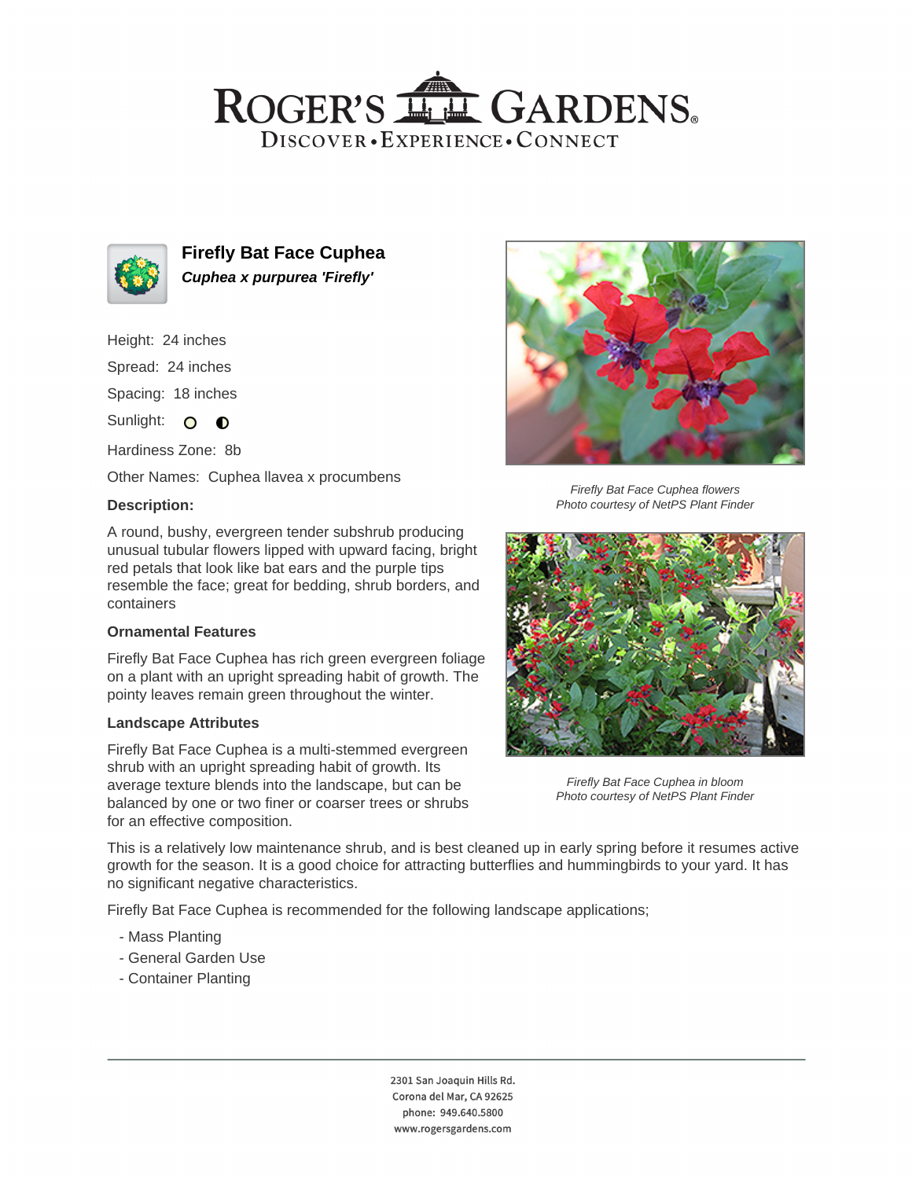# ROGER'S GARDENS

DISCOVER • EXPERIENCE • CONNECT

## Firefly Bat Face Cuphea

***Cuphea x purpurea 'Firefly'***

Height: 24 inches

Spread: 24 inches

Spacing: 18 inches

Sunlight:

Hardiness Zone: 8b

Other Names: Cuphea llavea x procumbens

### Description:

A round, bushy, evergreen tender subshrub producing unusual tubular flowers lipped with upward facing, bright red petals that look like bat ears and the purple tips resemble the face; great for bedding, shrub borders, and containers

#### Ornamental Features

Firefly Bat Face Cuphea has rich green evergreen foliage on a plant with an upright spreading habit of growth. The pointy leaves remain green throughout the winter.

#### Landscape Attributes

Firefly Bat Face Cuphea is a multi-stemmed evergreen shrub with an upright spreading habit of growth. Its average texture blends into the landscape, but can be balanced by one or two finer or coarser trees or shrubs for an effective composition.

*Firefly Bat Face Cuphea flowers*
*Photo courtesy of NetPS Plant Finder*

*Firefly Bat Face Cuphea in bloom*
*Photo courtesy of NetPS Plant Finder*

This is a relatively low maintenance shrub, and is best cleaned up in early spring before it resumes active growth for the season. It is a good choice for attracting butterflies and hummingbirds to your yard. It has no significant negative characteristics.

Firefly Bat Face Cuphea is recommended for the following landscape applications;

- Mass Planting
- General Garden Use
- Container Planting

2301 San Joaquin Hills Rd.
Corona del Mar, CA 92625
phone: 949.640.5800
www.rogersgardens.com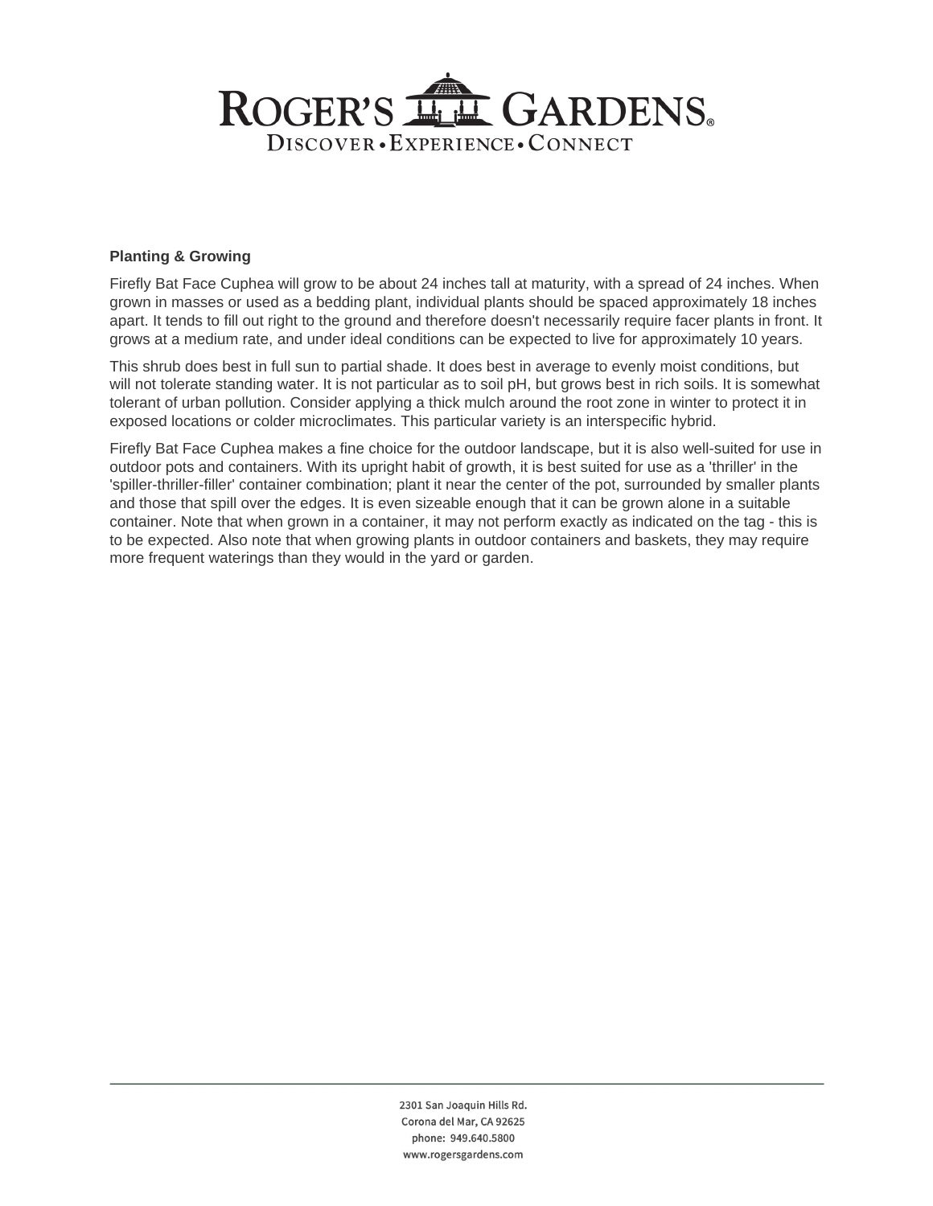### Planting & Growing

Firefly Bat Face Cuphea will grow to be about 24 inches tall at maturity, with a spread of 24 inches. When grown in masses or used as a bedding plant, individual plants should be spaced approximately 18 inches apart. It tends to fill out right to the ground and therefore doesn't necessarily require facer plants in front. It grows at a medium rate, and under ideal conditions can be expected to live for approximately 10 years.

This shrub does best in full sun to partial shade. It does best in average to evenly moist conditions, but will not tolerate standing water. It is not particular as to soil pH, but grows best in rich soils. It is somewhat tolerant of urban pollution. Consider applying a thick mulch around the root zone in winter to protect it in exposed locations or colder microclimates. This particular variety is an interspecific hybrid.

Firefly Bat Face Cuphea makes a fine choice for the outdoor landscape, but it is also well-suited for use in outdoor pots and containers. With its upright habit of growth, it is best suited for use as a 'thriller' in the 'spiller-thriller-filler' container combination; plant it near the center of the pot, surrounded by smaller plants and those that spill over the edges. It is even sizeable enough that it can be grown alone in a suitable container. Note that when grown in a container, it may not perform exactly as indicated on the tag - this is to be expected. Also note that when growing plants in outdoor containers and baskets, they may require more frequent waterings than they would in the yard or garden.